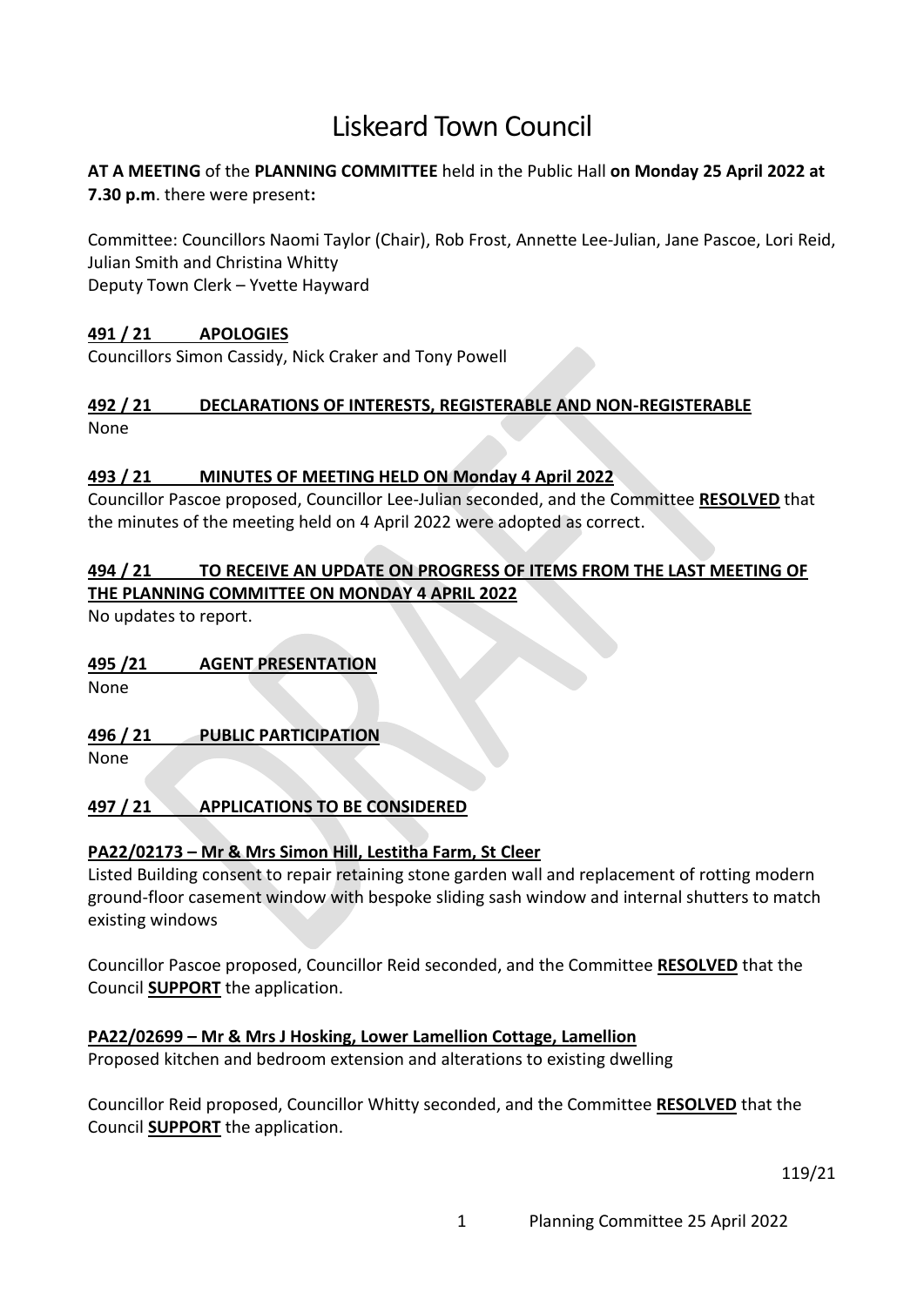# Liskeard Town Council

**AT A MEETING** of the **PLANNING COMMITTEE** held in the Public Hall **on Monday 25 April 2022 at 7.30 p.m**. there were present**:**

Committee: Councillors Naomi Taylor (Chair), Rob Frost, Annette Lee-Julian, Jane Pascoe, Lori Reid, Julian Smith and Christina Whitty
Deputy Town Clerk – Yvette Hayward

**491 / 21 APOLOGIES**

Councillors Simon Cassidy, Nick Craker and Tony Powell

**492 / 21 DECLARATIONS OF INTERESTS, REGISTERABLE AND NON-REGISTERABLE**

None

**493 / 21 MINUTES OF MEETING HELD ON Monday 4 April 2022**

Councillor Pascoe proposed, Councillor Lee-Julian seconded, and the Committee **RESOLVED** that the minutes of the meeting held on 4 April 2022 were adopted as correct.

**494 / 21 TO RECEIVE AN UPDATE ON PROGRESS OF ITEMS FROM THE LAST MEETING OF THE PLANNING COMMITTEE ON MONDAY 4 APRIL 2022**

No updates to report.

**495 /21 AGENT PRESENTATION**

None

**496 / 21 PUBLIC PARTICIPATION**

None

**497 / 21 APPLICATIONS TO BE CONSIDERED**

**PA22/02173 – Mr & Mrs Simon Hill, Lestitha Farm, St Cleer**

Listed Building consent to repair retaining stone garden wall and replacement of rotting modern ground-floor casement window with bespoke sliding sash window and internal shutters to match existing windows

Councillor Pascoe proposed, Councillor Reid seconded, and the Committee **RESOLVED** that the Council **SUPPORT** the application.

**PA22/02699 – Mr & Mrs J Hosking, Lower Lamellion Cottage, Lamellion**

Proposed kitchen and bedroom extension and alterations to existing dwelling

Councillor Reid proposed, Councillor Whitty seconded, and the Committee **RESOLVED** that the Council **SUPPORT** the application.

119/21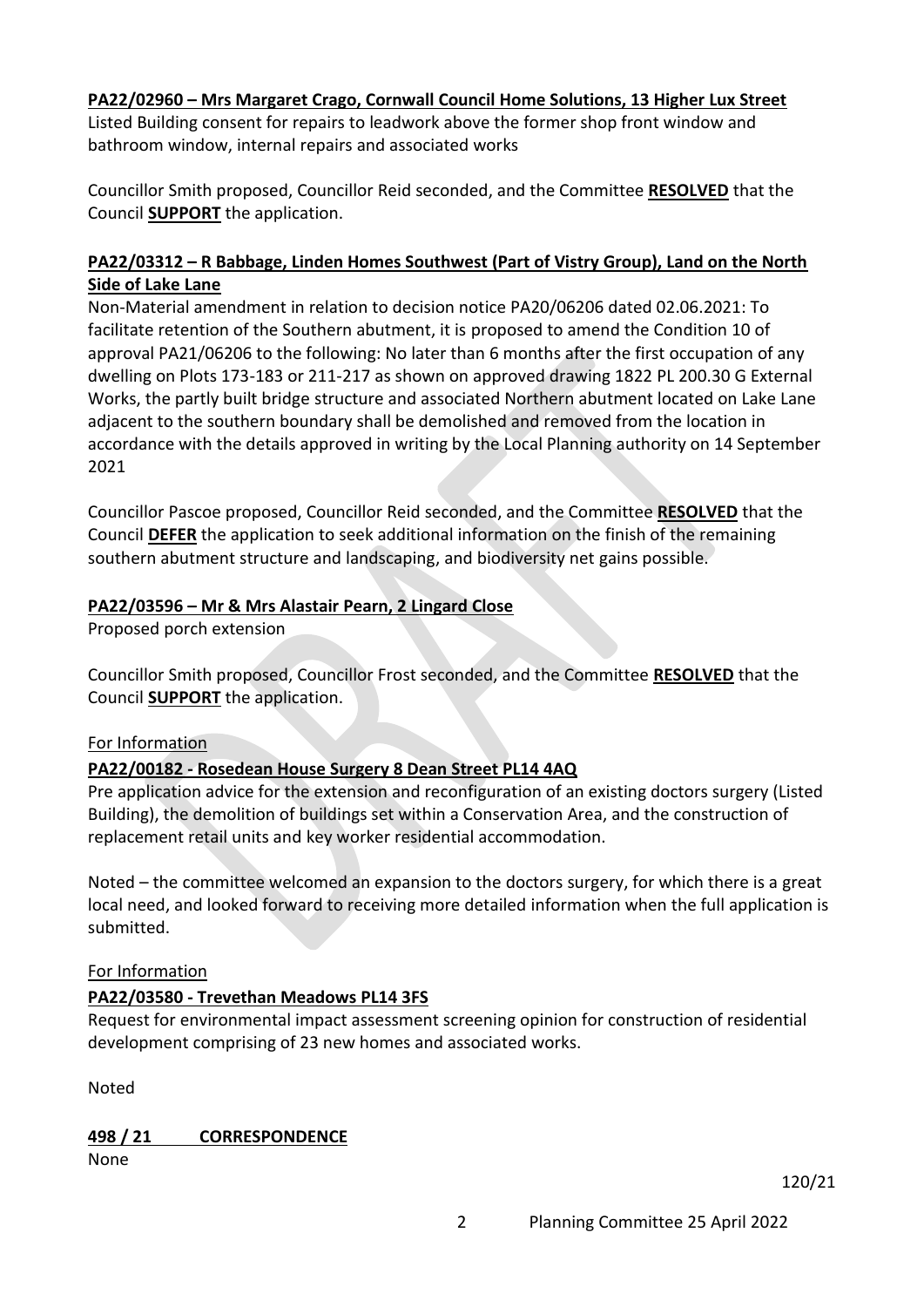**PA22/02960 – Mrs Margaret Crago, Cornwall Council Home Solutions, 13 Higher Lux Street**

Listed Building consent for repairs to leadwork above the former shop front window and bathroom window, internal repairs and associated works

Councillor Smith proposed, Councillor Reid seconded, and the Committee **RESOLVED** that the Council **SUPPORT** the application.

**PA22/03312 – R Babbage, Linden Homes Southwest (Part of Vistry Group), Land on the North Side of Lake Lane**

Non-Material amendment in relation to decision notice PA20/06206 dated 02.06.2021: To facilitate retention of the Southern abutment, it is proposed to amend the Condition 10 of approval PA21/06206 to the following: No later than 6 months after the first occupation of any dwelling on Plots 173-183 or 211-217 as shown on approved drawing 1822 PL 200.30 G External Works, the partly built bridge structure and associated Northern abutment located on Lake Lane adjacent to the southern boundary shall be demolished and removed from the location in accordance with the details approved in writing by the Local Planning authority on 14 September 2021

Councillor Pascoe proposed, Councillor Reid seconded, and the Committee **RESOLVED** that the Council **DEFER** the application to seek additional information on the finish of the remaining southern abutment structure and landscaping, and biodiversity net gains possible.

**PA22/03596 – Mr & Mrs Alastair Pearn, 2 Lingard Close**

Proposed porch extension

Councillor Smith proposed, Councillor Frost seconded, and the Committee **RESOLVED** that the Council **SUPPORT** the application.

For Information

**PA22/00182 - Rosedean House Surgery 8 Dean Street PL14 4AQ**

Pre application advice for the extension and reconfiguration of an existing doctors surgery (Listed Building), the demolition of buildings set within a Conservation Area, and the construction of replacement retail units and key worker residential accommodation.

Noted – the committee welcomed an expansion to the doctors surgery, for which there is a great local need, and looked forward to receiving more detailed information when the full application is submitted.

For Information

**PA22/03580 - Trevethan Meadows PL14 3FS**

Request for environmental impact assessment screening opinion for construction of residential development comprising of 23 new homes and associated works.

Noted

**498 / 21 CORRESPONDENCE**

None

120/21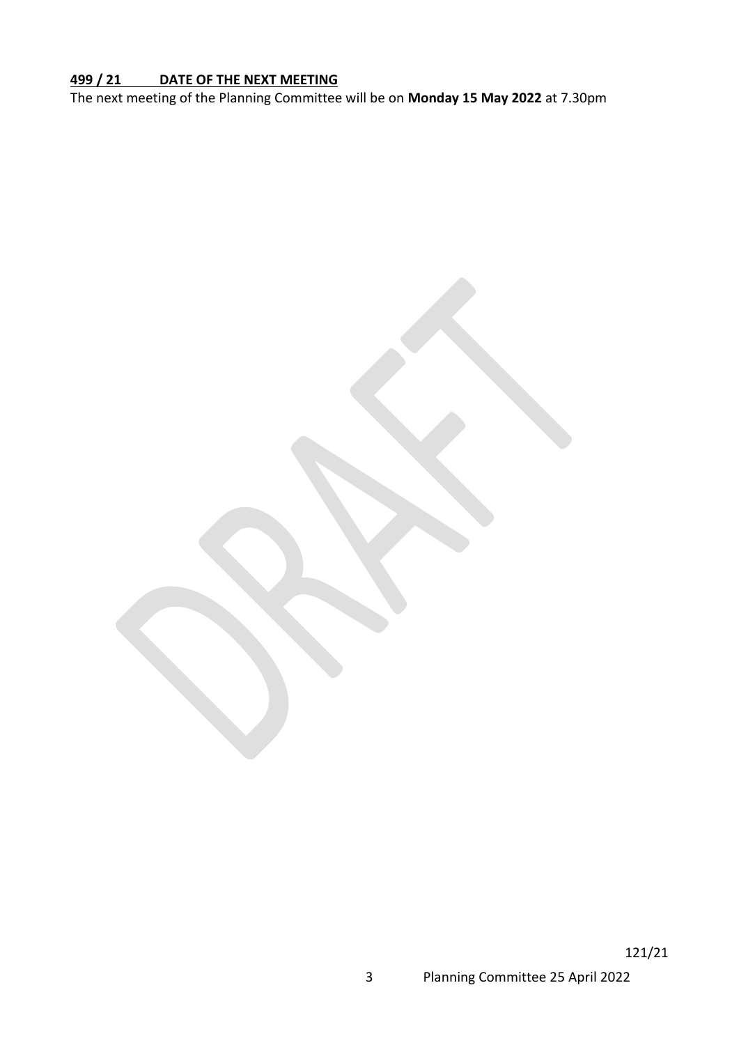**499 / 21 DATE OF THE NEXT MEETING**

The next meeting of the Planning Committee will be on **Monday 15 May 2022** at 7.30pm

121/21